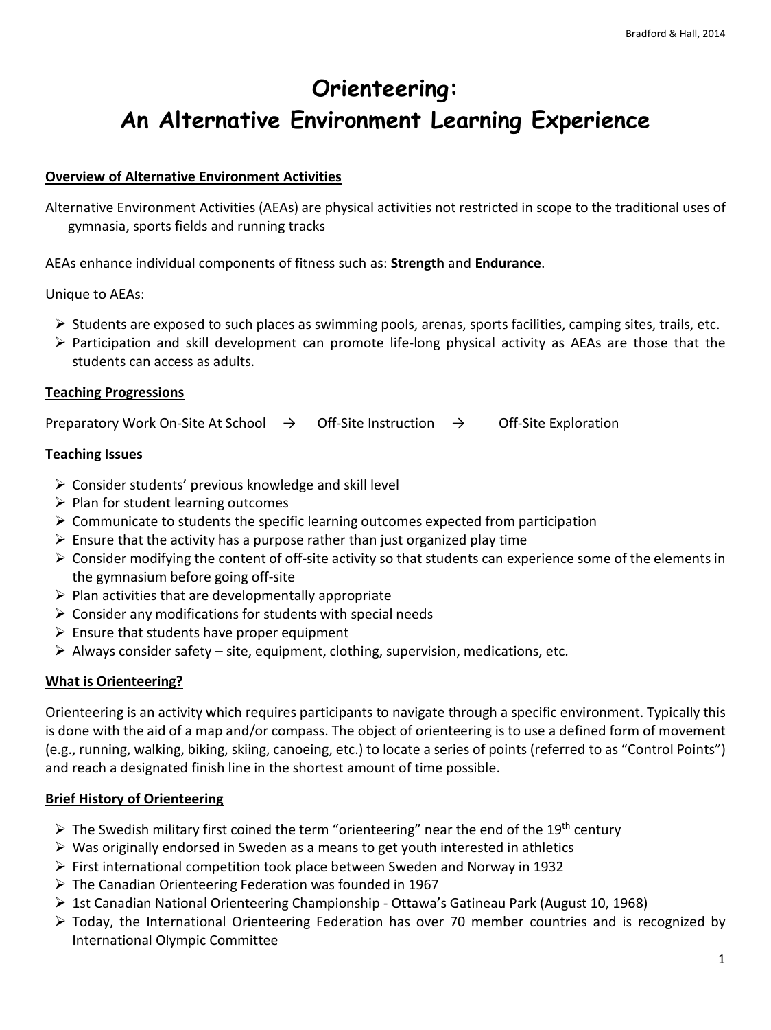# Orienteering:
# An Alternative Environment Learning Experience

**Overview of Alternative Environment Activities**

Alternative Environment Activities (AEAs) are physical activities not restricted in scope to the traditional uses of gymnasia, sports fields and running tracks

AEAs enhance individual components of fitness such as: **Strength** and **Endurance**.

Unique to AEAs:

- Students are exposed to such places as swimming pools, arenas, sports facilities, camping sites, trails, etc.
- Participation and skill development can promote life-long physical activity as AEAs are those that the students can access as adults.

**Teaching Progressions**

Preparatory Work On-Site At School → Off-Site Instruction → Off-Site Exploration

**Teaching Issues**

- Consider students' previous knowledge and skill level
- Plan for student learning outcomes
- Communicate to students the specific learning outcomes expected from participation
- Ensure that the activity has a purpose rather than just organized play time
- Consider modifying the content of off-site activity so that students can experience some of the elements in the gymnasium before going off-site
- Plan activities that are developmentally appropriate
- Consider any modifications for students with special needs
- Ensure that students have proper equipment
- Always consider safety – site, equipment, clothing, supervision, medications, etc.

**What is Orienteering?**

Orienteering is an activity which requires participants to navigate through a specific environment. Typically this is done with the aid of a map and/or compass. The object of orienteering is to use a defined form of movement (e.g., running, walking, biking, skiing, canoeing, etc.) to locate a series of points (referred to as "Control Points") and reach a designated finish line in the shortest amount of time possible.

**Brief History of Orienteering**

- The Swedish military first coined the term "orienteering" near the end of the 19th century
- Was originally endorsed in Sweden as a means to get youth interested in athletics
- First international competition took place between Sweden and Norway in 1932
- The Canadian Orienteering Federation was founded in 1967
- 1st Canadian National Orienteering Championship - Ottawa's Gatineau Park (August 10, 1968)
- Today, the International Orienteering Federation has over 70 member countries and is recognized by International Olympic Committee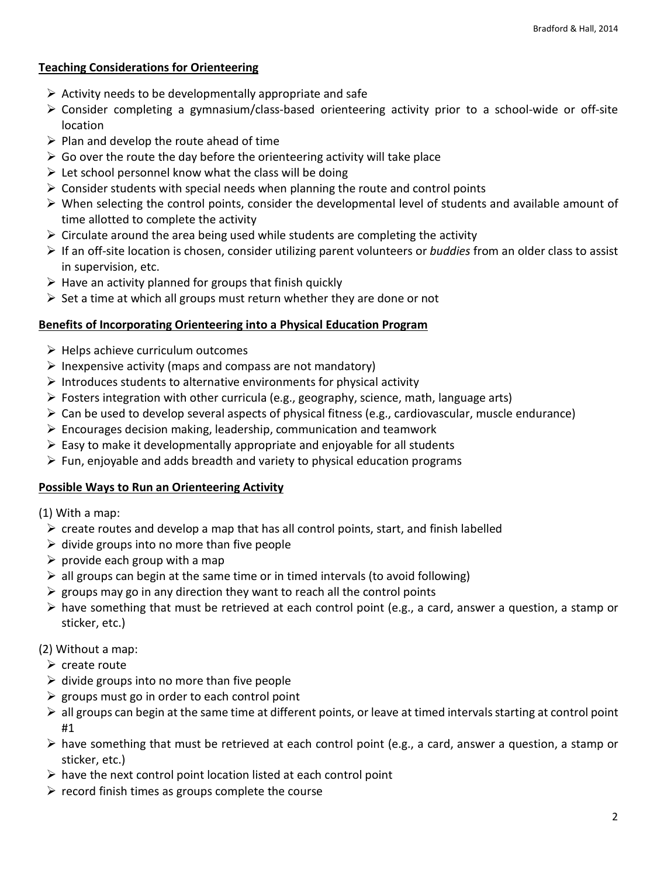## Teaching Considerations for Orienteering

- Activity needs to be developmentally appropriate and safe
- Consider completing a gymnasium/class-based orienteering activity prior to a school-wide or off-site location
- Plan and develop the route ahead of time
- Go over the route the day before the orienteering activity will take place
- Let school personnel know what the class will be doing
- Consider students with special needs when planning the route and control points
- When selecting the control points, consider the developmental level of students and available amount of time allotted to complete the activity
- Circulate around the area being used while students are completing the activity
- If an off-site location is chosen, consider utilizing parent volunteers or *buddies* from an older class to assist in supervision, etc.
- Have an activity planned for groups that finish quickly
- Set a time at which all groups must return whether they are done or not

## Benefits of Incorporating Orienteering into a Physical Education Program

- Helps achieve curriculum outcomes
- Inexpensive activity (maps and compass are not mandatory)
- Introduces students to alternative environments for physical activity
- Fosters integration with other curricula (e.g., geography, science, math, language arts)
- Can be used to develop several aspects of physical fitness (e.g., cardiovascular, muscle endurance)
- Encourages decision making, leadership, communication and teamwork
- Easy to make it developmentally appropriate and enjoyable for all students
- Fun, enjoyable and adds breadth and variety to physical education programs

## Possible Ways to Run an Orienteering Activity

(1) With a map:

- create routes and develop a map that has all control points, start, and finish labelled
- divide groups into no more than five people
- provide each group with a map
- all groups can begin at the same time or in timed intervals (to avoid following)
- groups may go in any direction they want to reach all the control points
- have something that must be retrieved at each control point (e.g., a card, answer a question, a stamp or sticker, etc.)

(2) Without a map:

- create route
- divide groups into no more than five people
- groups must go in order to each control point
- all groups can begin at the same time at different points, or leave at timed intervals starting at control point #1
- have something that must be retrieved at each control point (e.g., a card, answer a question, a stamp or sticker, etc.)
- have the next control point location listed at each control point
- record finish times as groups complete the course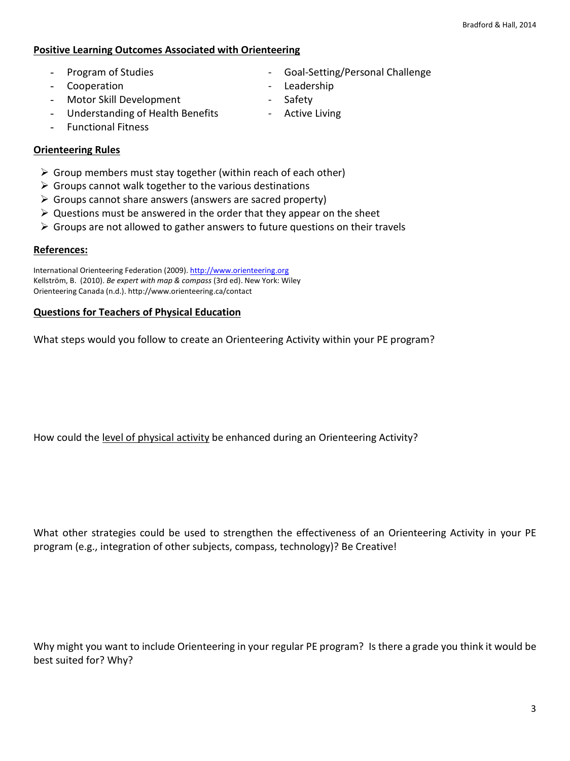## Positive Learning Outcomes Associated with Orienteering

- Program of Studies
- Cooperation
- Motor Skill Development
- Understanding of Health Benefits
- Functional Fitness
- Goal-Setting/Personal Challenge
- Leadership
- Safety
- Active Living

## Orienteering Rules

- Group members must stay together (within reach of each other)
- Groups cannot walk together to the various destinations
- Groups cannot share answers (answers are sacred property)
- Questions must be answered in the order that they appear on the sheet
- Groups are not allowed to gather answers to future questions on their travels

## References:

International Orienteering Federation (2009). http://www.orienteering.org
Kellström, B. (2010). *Be expert with map & compass* (3rd ed). New York: Wiley
Orienteering Canada (n.d.). http://www.orienteering.ca/contact

## Questions for Teachers of Physical Education

What steps would you follow to create an Orienteering Activity within your PE program?

How could the <u>level of physical activity</u> be enhanced during an Orienteering Activity?

What other strategies could be used to strengthen the effectiveness of an Orienteering Activity in your PE program (e.g., integration of other subjects, compass, technology)? Be Creative!

Why might you want to include Orienteering in your regular PE program? Is there a grade you think it would be best suited for? Why?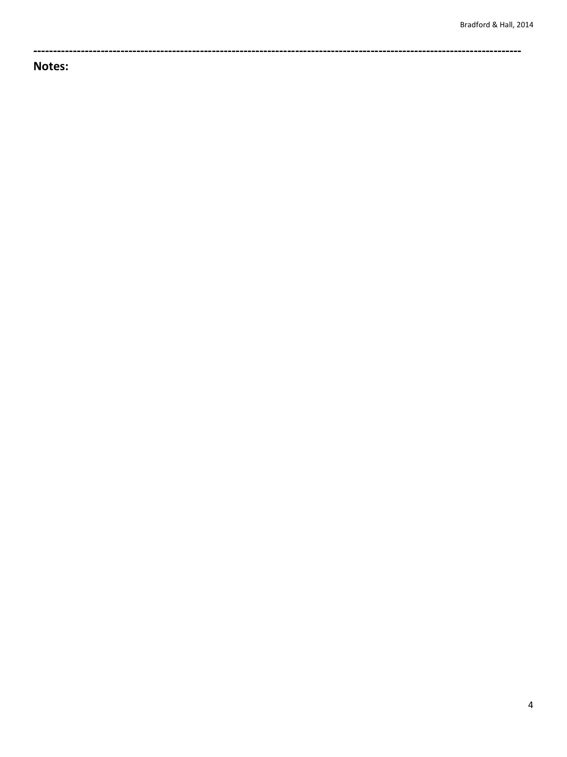---

**Notes:**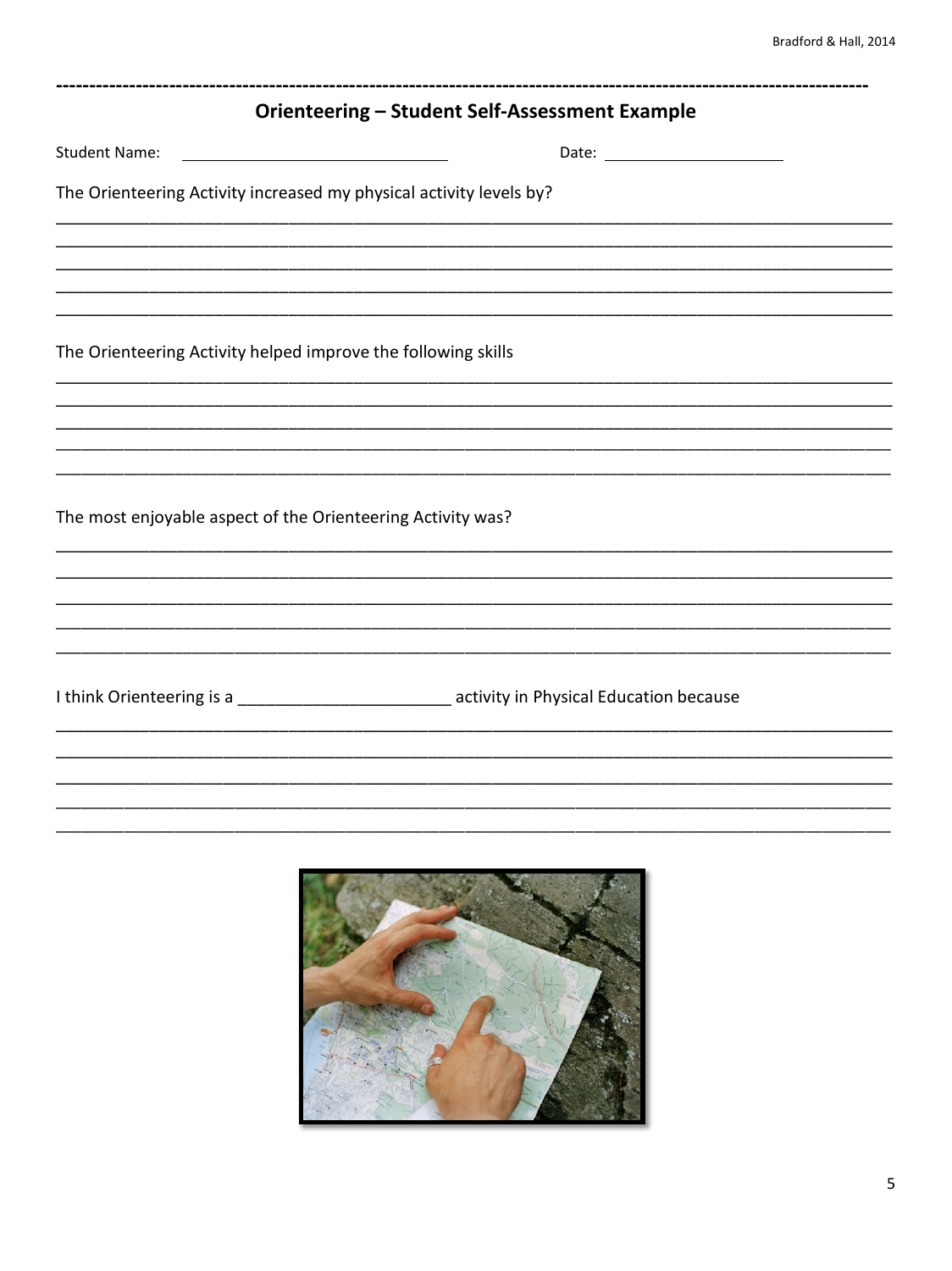## Orienteering – Student Self-Assessment Example

Student Name: ____________________________ Date: ____________________

The Orienteering Activity increased my physical activity levels by?

___________________________________________________________________________________

___________________________________________________________________________________

___________________________________________________________________________________

___________________________________________________________________________________

___________________________________________________________________________________

The Orienteering Activity helped improve the following skills

___________________________________________________________________________________

___________________________________________________________________________________

___________________________________________________________________________________

___________________________________________________________________________________

___________________________________________________________________________________

The most enjoyable aspect of the Orienteering Activity was?

___________________________________________________________________________________

___________________________________________________________________________________

___________________________________________________________________________________

___________________________________________________________________________________

___________________________________________________________________________________

I think Orienteering is a ______________________ activity in Physical Education because

___________________________________________________________________________________

___________________________________________________________________________________

___________________________________________________________________________________

___________________________________________________________________________________

___________________________________________________________________________________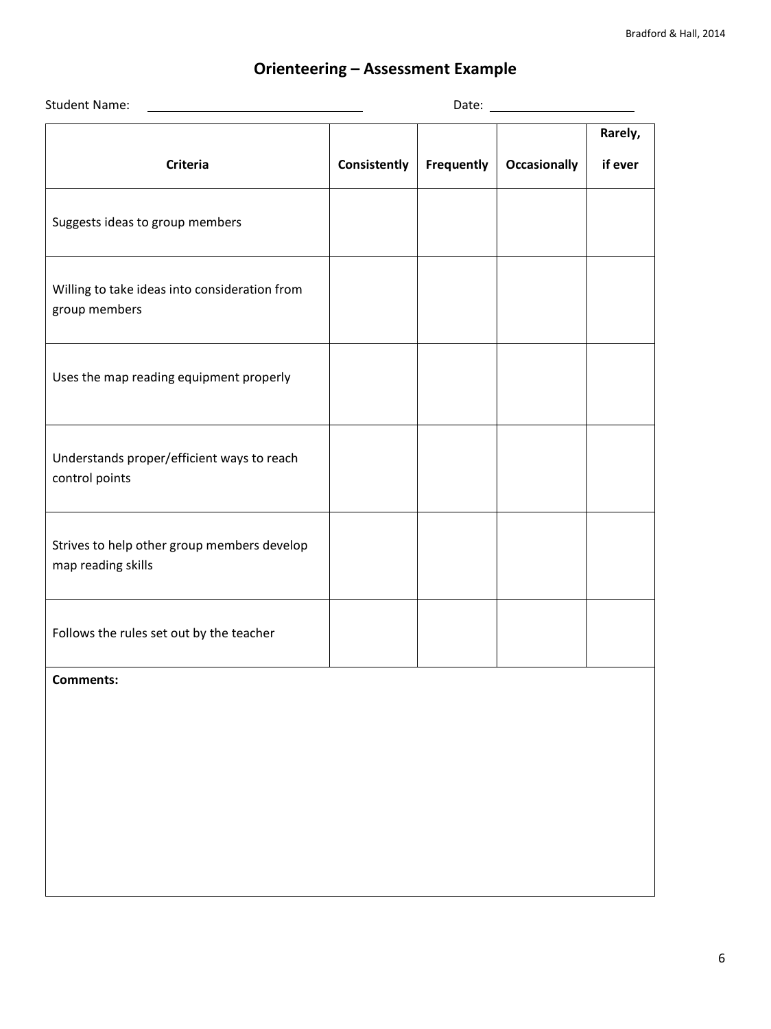# Orienteering – Assessment Example

Student Name: ______________________________ Date: ____________________

| Criteria | Consistently | Frequently | Occasionally | Rarely, if ever |
|---|---|---|---|---|
| Suggests ideas to group members | | | | |
| Willing to take ideas into consideration from group members | | | | |
| Uses the map reading equipment properly | | | | |
| Understands proper/efficient ways to reach control points | | | | |
| Strives to help other group members develop map reading skills | | | | |
| Follows the rules set out by the teacher | | | | |

**Comments:**